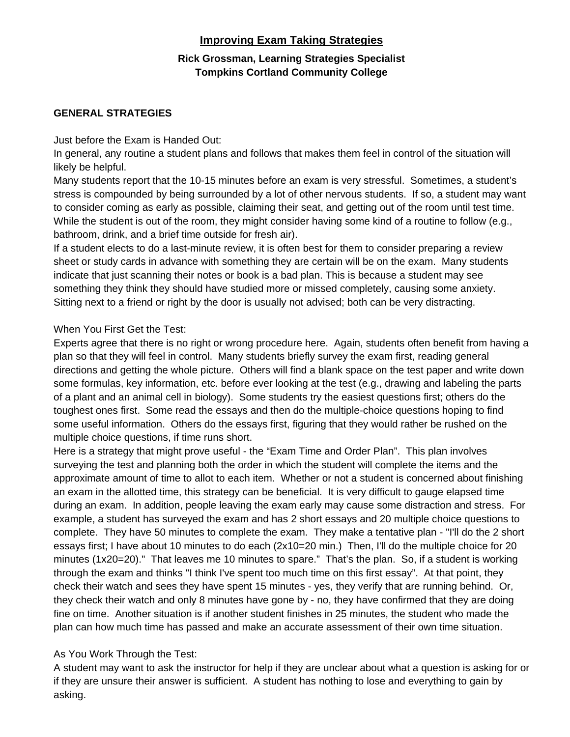# Improving Exam Taking Strategies

**Rick Grossman, Learning Strategies Specialist**
**Tompkins Cortland Community College**

## GENERAL STRATEGIES

Just before the Exam is Handed Out:
In general, any routine a student plans and follows that makes them feel in control of the situation will likely be helpful.
Many students report that the 10-15 minutes before an exam is very stressful. Sometimes, a student's stress is compounded by being surrounded by a lot of other nervous students. If so, a student may want to consider coming as early as possible, claiming their seat, and getting out of the room until test time. While the student is out of the room, they might consider having some kind of a routine to follow (e.g., bathroom, drink, and a brief time outside for fresh air).
If a student elects to do a last-minute review, it is often best for them to consider preparing a review sheet or study cards in advance with something they are certain will be on the exam. Many students indicate that just scanning their notes or book is a bad plan. This is because a student may see something they think they should have studied more or missed completely, causing some anxiety.
Sitting next to a friend or right by the door is usually not advised; both can be very distracting.

When You First Get the Test:
Experts agree that there is no right or wrong procedure here. Again, students often benefit from having a plan so that they will feel in control. Many students briefly survey the exam first, reading general directions and getting the whole picture. Others will find a blank space on the test paper and write down some formulas, key information, etc. before ever looking at the test (e.g., drawing and labeling the parts of a plant and an animal cell in biology). Some students try the easiest questions first; others do the toughest ones first. Some read the essays and then do the multiple-choice questions hoping to find some useful information. Others do the essays first, figuring that they would rather be rushed on the multiple choice questions, if time runs short.
Here is a strategy that might prove useful - the "Exam Time and Order Plan". This plan involves surveying the test and planning both the order in which the student will complete the items and the approximate amount of time to allot to each item. Whether or not a student is concerned about finishing an exam in the allotted time, this strategy can be beneficial. It is very difficult to gauge elapsed time during an exam. In addition, people leaving the exam early may cause some distraction and stress. For example, a student has surveyed the exam and has 2 short essays and 20 multiple choice questions to complete. They have 50 minutes to complete the exam. They make a tentative plan - "I'll do the 2 short essays first; I have about 10 minutes to do each (2x10=20 min.) Then, I'll do the multiple choice for 20 minutes (1x20=20)." That leaves me 10 minutes to spare." That's the plan. So, if a student is working through the exam and thinks "I think I've spent too much time on this first essay". At that point, they check their watch and sees they have spent 15 minutes - yes, they verify that are running behind. Or, they check their watch and only 8 minutes have gone by - no, they have confirmed that they are doing fine on time. Another situation is if another student finishes in 25 minutes, the student who made the plan can how much time has passed and make an accurate assessment of their own time situation.

As You Work Through the Test:
A student may want to ask the instructor for help if they are unclear about what a question is asking for or if they are unsure their answer is sufficient. A student has nothing to lose and everything to gain by asking.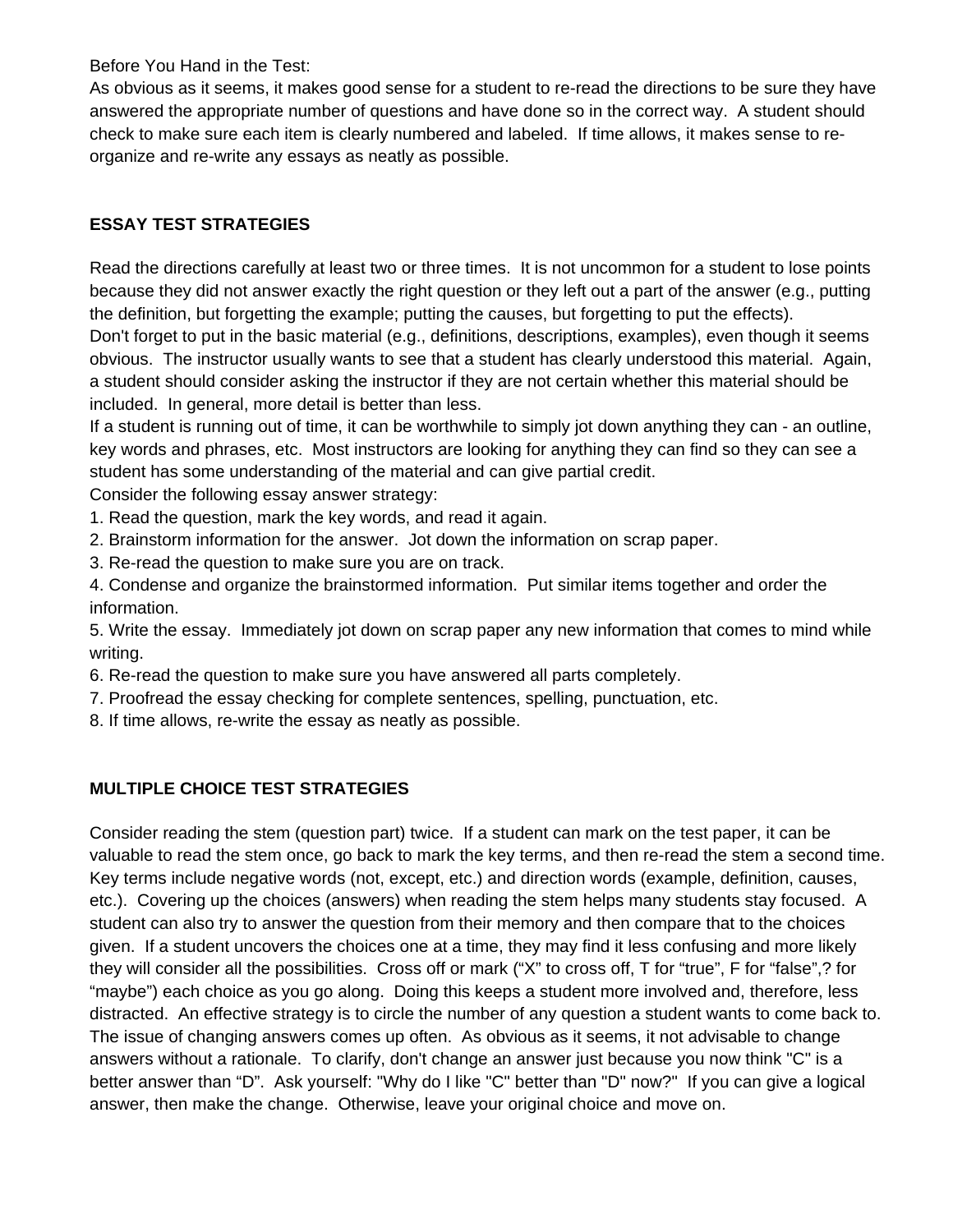Before You Hand in the Test:
As obvious as it seems, it makes good sense for a student to re-read the directions to be sure they have answered the appropriate number of questions and have done so in the correct way. A student should check to make sure each item is clearly numbered and labeled. If time allows, it makes sense to re-organize and re-write any essays as neatly as possible.

## ESSAY TEST STRATEGIES

Read the directions carefully at least two or three times. It is not uncommon for a student to lose points because they did not answer exactly the right question or they left out a part of the answer (e.g., putting the definition, but forgetting the example; putting the causes, but forgetting to put the effects).
Don't forget to put in the basic material (e.g., definitions, descriptions, examples), even though it seems obvious. The instructor usually wants to see that a student has clearly understood this material. Again, a student should consider asking the instructor if they are not certain whether this material should be included. In general, more detail is better than less.
If a student is running out of time, it can be worthwhile to simply jot down anything they can - an outline, key words and phrases, etc. Most instructors are looking for anything they can find so they can see a student has some understanding of the material and can give partial credit.
Consider the following essay answer strategy:

1. Read the question, mark the key words, and read it again.
2. Brainstorm information for the answer. Jot down the information on scrap paper.
3. Re-read the question to make sure you are on track.
4. Condense and organize the brainstormed information. Put similar items together and order the information.
5. Write the essay. Immediately jot down on scrap paper any new information that comes to mind while writing.
6. Re-read the question to make sure you have answered all parts completely.
7. Proofread the essay checking for complete sentences, spelling, punctuation, etc.
8. If time allows, re-write the essay as neatly as possible.

## MULTIPLE CHOICE TEST STRATEGIES

Consider reading the stem (question part) twice. If a student can mark on the test paper, it can be valuable to read the stem once, go back to mark the key terms, and then re-read the stem a second time. Key terms include negative words (not, except, etc.) and direction words (example, definition, causes, etc.). Covering up the choices (answers) when reading the stem helps many students stay focused. A student can also try to answer the question from their memory and then compare that to the choices given. If a student uncovers the choices one at a time, they may find it less confusing and more likely they will consider all the possibilities. Cross off or mark ("X" to cross off, T for "true", F for "false",? for "maybe") each choice as you go along. Doing this keeps a student more involved and, therefore, less distracted. An effective strategy is to circle the number of any question a student wants to come back to.
The issue of changing answers comes up often. As obvious as it seems, it not advisable to change answers without a rationale. To clarify, don't change an answer just because you now think "C" is a better answer than "D". Ask yourself: "Why do I like "C" better than "D" now?" If you can give a logical answer, then make the change. Otherwise, leave your original choice and move on.